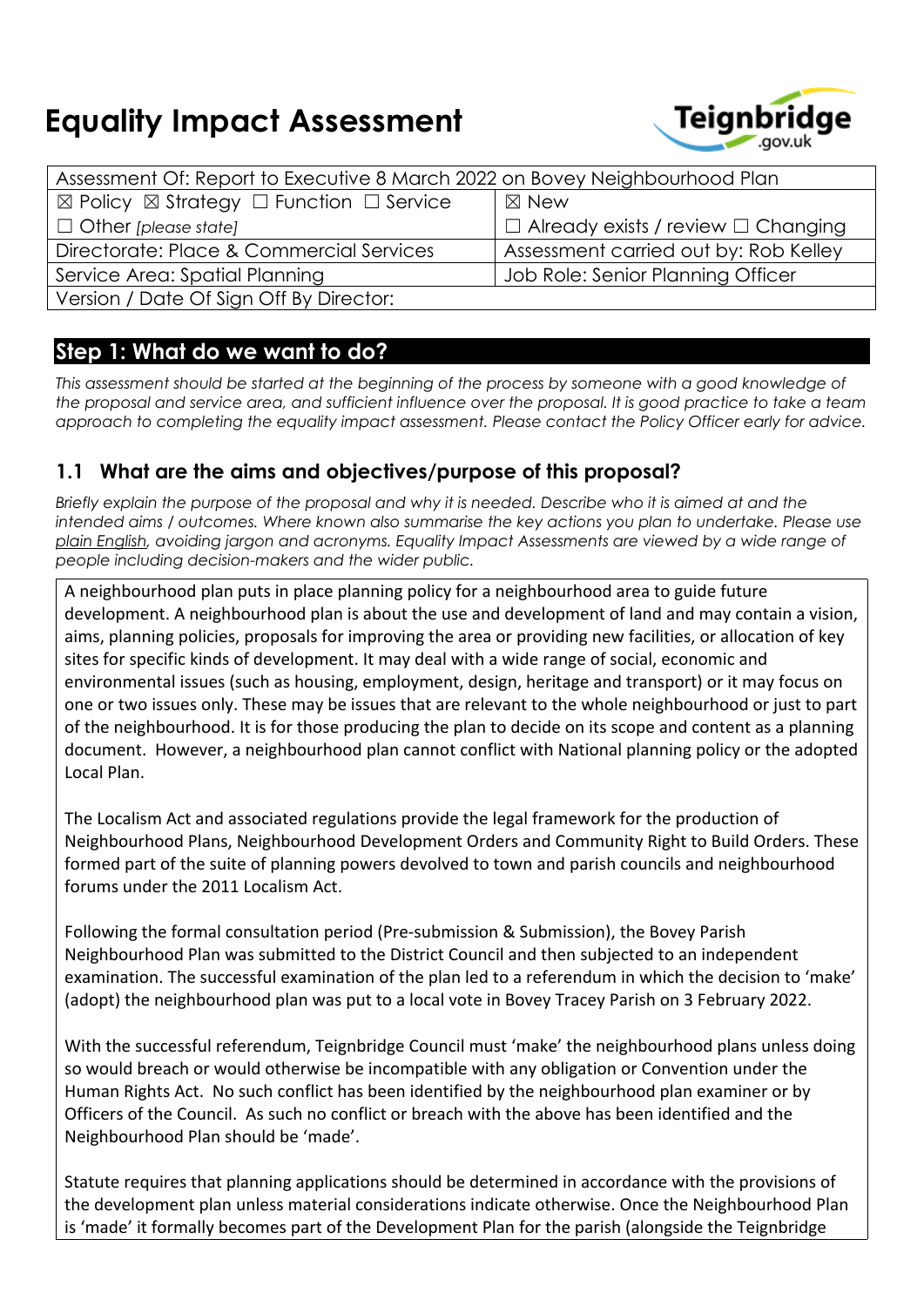# Equality Impact Assessment

| Assessment Of: Report to Executive 8 March 2022 on Bovey Neighbourhood Plan | |
|---|---|
| ☒ Policy ☒ Strategy ☐ Function ☐ Service<br>☐ Other *[please state]* | ☒ New<br>☐ Already exists / review ☐ Changing |
| Directorate: Place & Commercial Services | Assessment carried out by: Rob Kelley |
| Service Area: Spatial Planning | Job Role: Senior Planning Officer |
| Version / Date Of Sign Off By Director: | |

## Step 1: What do we want to do?

*This assessment should be started at the beginning of the process by someone with a good knowledge of the proposal and service area, and sufficient influence over the proposal. It is good practice to take a team approach to completing the equality impact assessment. Please contact the Policy Officer early for advice.*

### 1.1 What are the aims and objectives/purpose of this proposal?

*Briefly explain the purpose of the proposal and why it is needed. Describe who it is aimed at and the intended aims / outcomes. Where known also summarise the key actions you plan to undertake. Please use plain English, avoiding jargon and acronyms. Equality Impact Assessments are viewed by a wide range of people including decision-makers and the wider public.*

A neighbourhood plan puts in place planning policy for a neighbourhood area to guide future development. A neighbourhood plan is about the use and development of land and may contain a vision, aims, planning policies, proposals for improving the area or providing new facilities, or allocation of key sites for specific kinds of development. It may deal with a wide range of social, economic and environmental issues (such as housing, employment, design, heritage and transport) or it may focus on one or two issues only. These may be issues that are relevant to the whole neighbourhood or just to part of the neighbourhood. It is for those producing the plan to decide on its scope and content as a planning document. However, a neighbourhood plan cannot conflict with National planning policy or the adopted Local Plan.

The Localism Act and associated regulations provide the legal framework for the production of Neighbourhood Plans, Neighbourhood Development Orders and Community Right to Build Orders. These formed part of the suite of planning powers devolved to town and parish councils and neighbourhood forums under the 2011 Localism Act.

Following the formal consultation period (Pre-submission & Submission), the Bovey Parish Neighbourhood Plan was submitted to the District Council and then subjected to an independent examination. The successful examination of the plan led to a referendum in which the decision to 'make' (adopt) the neighbourhood plan was put to a local vote in Bovey Tracey Parish on 3 February 2022.

With the successful referendum, Teignbridge Council must 'make' the neighbourhood plans unless doing so would breach or would otherwise be incompatible with any obligation or Convention under the Human Rights Act. No such conflict has been identified by the neighbourhood plan examiner or by Officers of the Council. As such no conflict or breach with the above has been identified and the Neighbourhood Plan should be 'made'.

Statute requires that planning applications should be determined in accordance with the provisions of the development plan unless material considerations indicate otherwise. Once the Neighbourhood Plan is 'made' it formally becomes part of the Development Plan for the parish (alongside the Teignbridge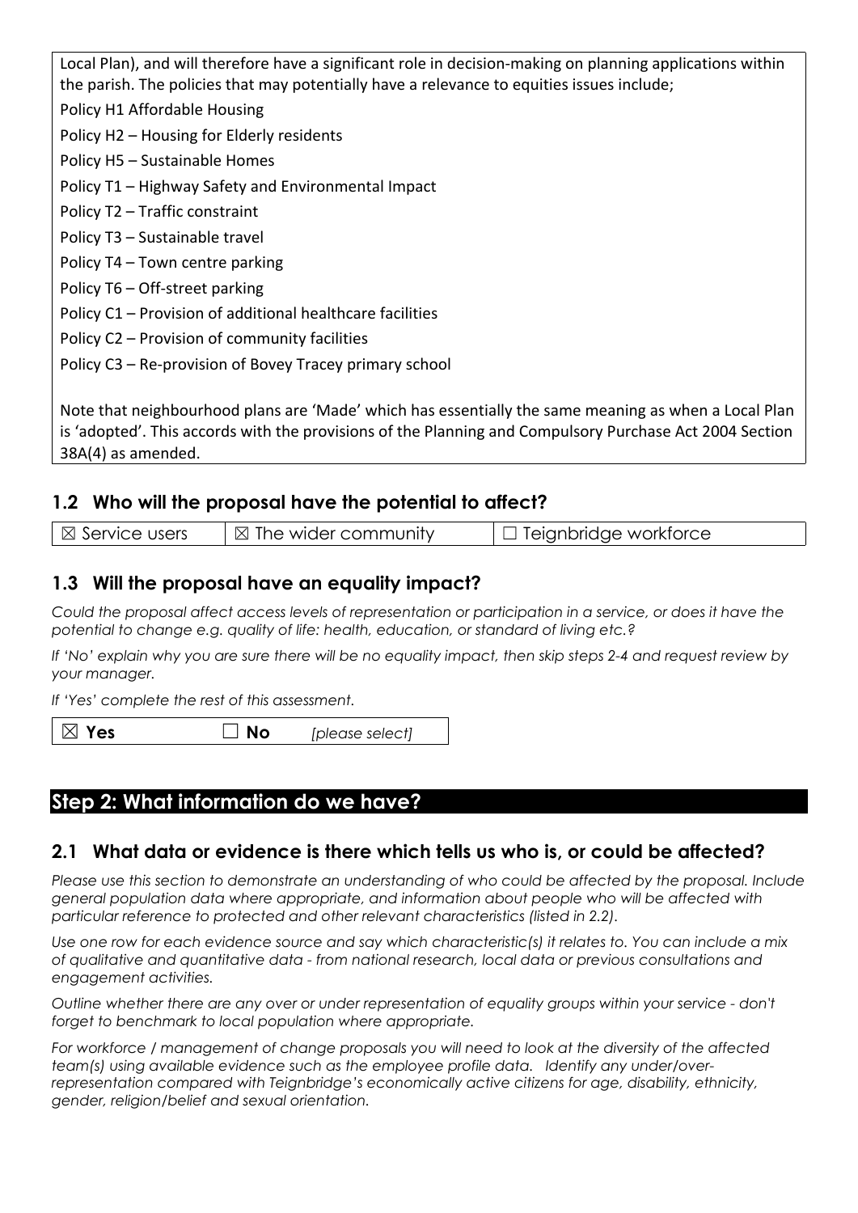Local Plan), and will therefore have a significant role in decision-making on planning applications within the parish. The policies that may potentially have a relevance to equities issues include;

Policy H1 Affordable Housing

Policy H2 – Housing for Elderly residents

Policy H5 – Sustainable Homes

Policy T1 – Highway Safety and Environmental Impact

Policy T2 – Traffic constraint

Policy T3 – Sustainable travel

Policy T4 – Town centre parking

Policy T6 – Off-street parking

Policy C1 – Provision of additional healthcare facilities

Policy C2 – Provision of community facilities

Policy C3 – Re-provision of Bovey Tracey primary school

Note that neighbourhood plans are 'Made' which has essentially the same meaning as when a Local Plan is 'adopted'. This accords with the provisions of the Planning and Compulsory Purchase Act 2004 Section 38A(4) as amended.

## 1.2 Who will the proposal have the potential to affect?

| ☒ Service users | ☒ The wider community | ☐ Teignbridge workforce |
|---|---|---|

## 1.3 Will the proposal have an equality impact?

*Could the proposal affect access levels of representation or participation in a service, or does it have the potential to change e.g. quality of life: health, education, or standard of living etc.?*

*If 'No' explain why you are sure there will be no equality impact, then skip steps 2-4 and request review by your manager.*

*If 'Yes' complete the rest of this assessment.*

| ☒ **Yes** | ☐ **No** | *[please select]* |
|---|---|---|

# Step 2: What information do we have?

## 2.1 What data or evidence is there which tells us who is, or could be affected?

*Please use this section to demonstrate an understanding of who could be affected by the proposal. Include general population data where appropriate, and information about people who will be affected with particular reference to protected and other relevant characteristics (listed in 2.2).*

*Use one row for each evidence source and say which characteristic(s) it relates to. You can include a mix of qualitative and quantitative data - from national research, local data or previous consultations and engagement activities.*

*Outline whether there are any over or under representation of equality groups within your service - don't forget to benchmark to local population where appropriate.*

*For workforce / management of change proposals you will need to look at the diversity of the affected team(s) using available evidence such as the employee profile data. Identify any under/over-representation compared with Teignbridge's economically active citizens for age, disability, ethnicity, gender, religion/belief and sexual orientation.*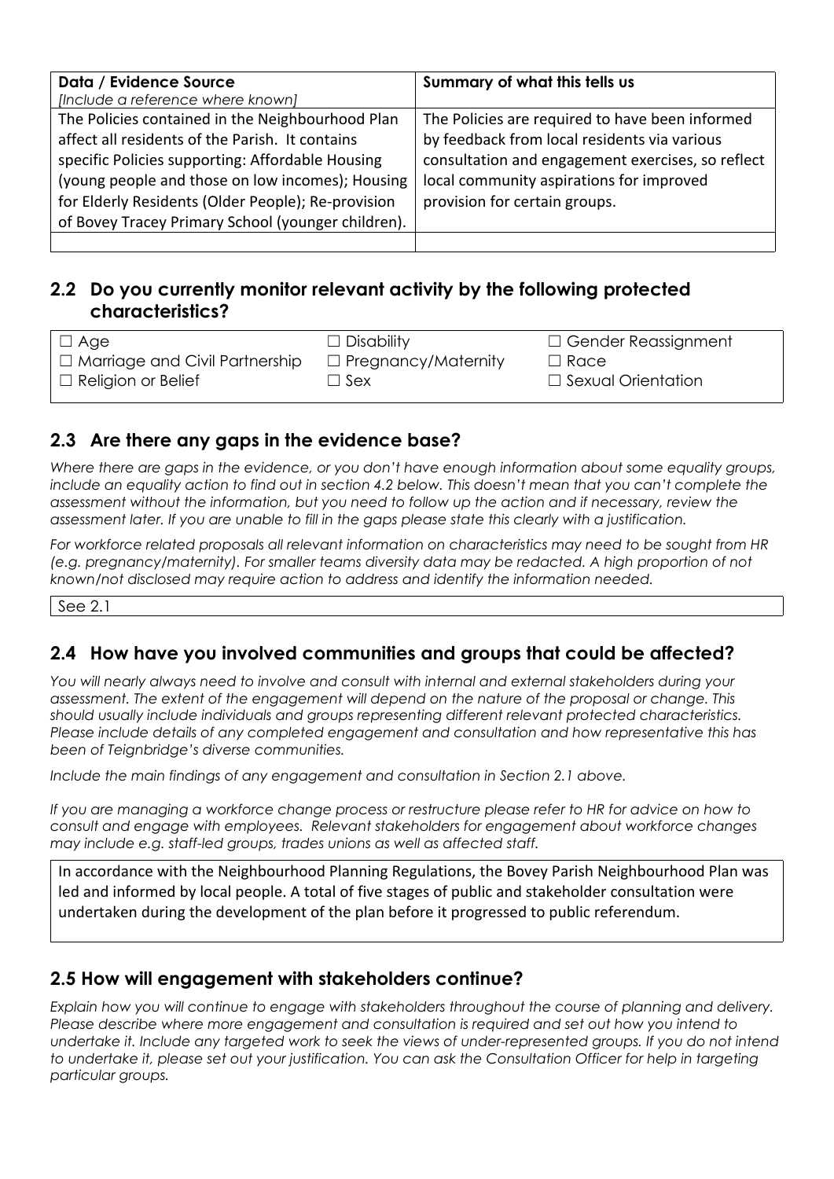| Data / Evidence Source<br>*[Include a reference where known]* | Summary of what this tells us |
|---|---|
| The Policies contained in the Neighbourhood Plan affect all residents of the Parish. It contains specific Policies supporting: Affordable Housing (young people and those on low incomes); Housing for Elderly Residents (Older People); Re-provision of Bovey Tracey Primary School (younger children). | The Policies are required to have been informed by feedback from local residents via various consultation and engagement exercises, so reflect local community aspirations for improved provision for certain groups. |
| | |

## 2.2 Do you currently monitor relevant activity by the following protected characteristics?

| | | |
|---|---|---|
| ☐ Age | ☐ Disability | ☐ Gender Reassignment |
| ☐ Marriage and Civil Partnership | ☐ Pregnancy/Maternity | ☐ Race |
| ☐ Religion or Belief | ☐ Sex | ☐ Sexual Orientation |

## 2.3 Are there any gaps in the evidence base?

*Where there are gaps in the evidence, or you don't have enough information about some equality groups, include an equality action to find out in section 4.2 below. This doesn't mean that you can't complete the assessment without the information, but you need to follow up the action and if necessary, review the assessment later. If you are unable to fill in the gaps please state this clearly with a justification.*

*For workforce related proposals all relevant information on characteristics may need to be sought from HR (e.g. pregnancy/maternity). For smaller teams diversity data may be redacted. A high proportion of not known/not disclosed may require action to address and identify the information needed.*

See 2.1

## 2.4 How have you involved communities and groups that could be affected?

*You will nearly always need to involve and consult with internal and external stakeholders during your assessment. The extent of the engagement will depend on the nature of the proposal or change. This should usually include individuals and groups representing different relevant protected characteristics. Please include details of any completed engagement and consultation and how representative this has been of Teignbridge's diverse communities.*

*Include the main findings of any engagement and consultation in Section 2.1 above.*

*If you are managing a workforce change process or restructure please refer to HR for advice on how to consult and engage with employees. Relevant stakeholders for engagement about workforce changes may include e.g. staff-led groups, trades unions as well as affected staff.*

In accordance with the Neighbourhood Planning Regulations, the Bovey Parish Neighbourhood Plan was led and informed by local people. A total of five stages of public and stakeholder consultation were undertaken during the development of the plan before it progressed to public referendum.

## 2.5 How will engagement with stakeholders continue?

*Explain how you will continue to engage with stakeholders throughout the course of planning and delivery. Please describe where more engagement and consultation is required and set out how you intend to undertake it. Include any targeted work to seek the views of under-represented groups. If you do not intend to undertake it, please set out your justification. You can ask the Consultation Officer for help in targeting particular groups.*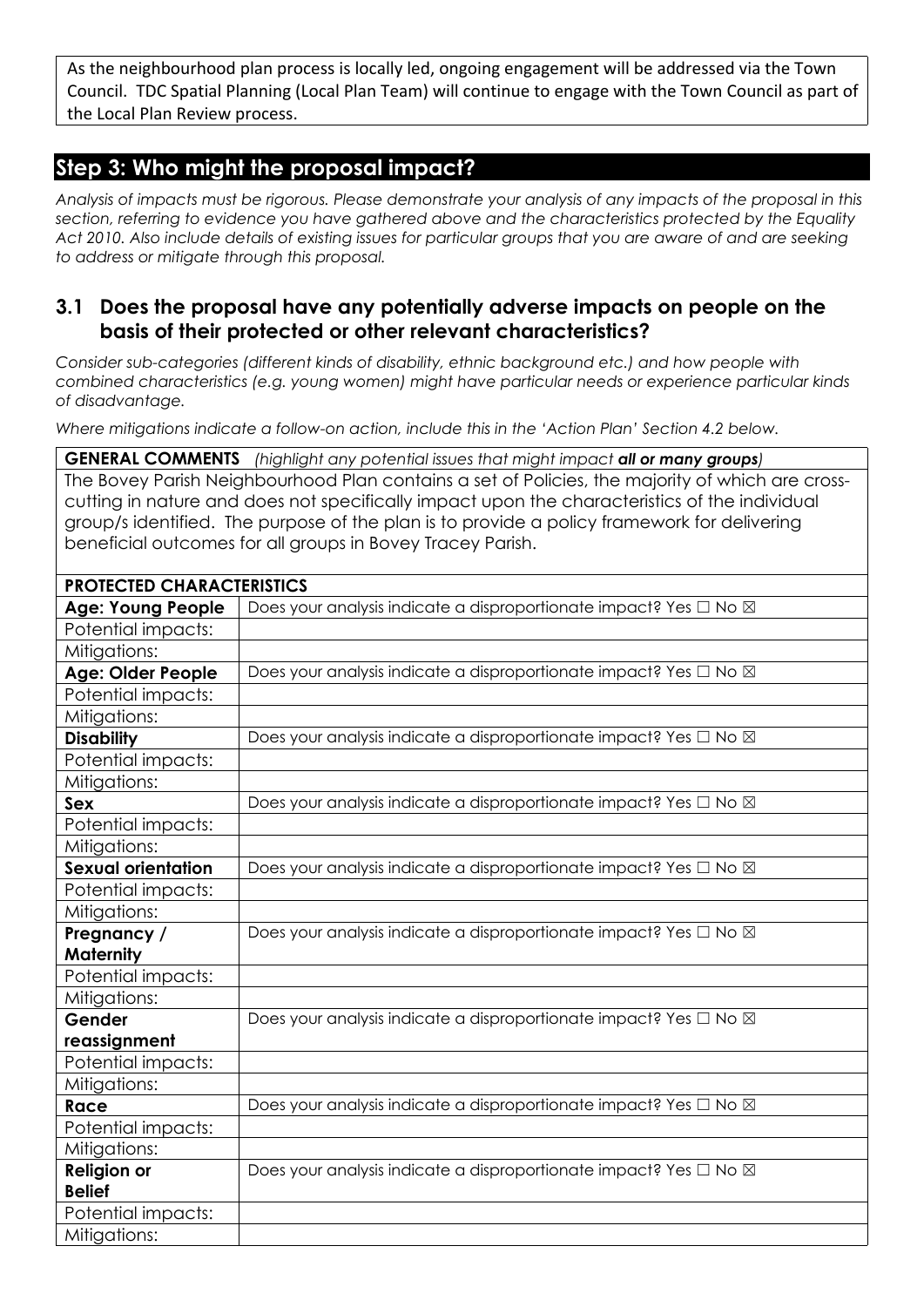As the neighbourhood plan process is locally led, ongoing engagement will be addressed via the Town Council. TDC Spatial Planning (Local Plan Team) will continue to engage with the Town Council as part of the Local Plan Review process.

## Step 3: Who might the proposal impact?

*Analysis of impacts must be rigorous. Please demonstrate your analysis of any impacts of the proposal in this section, referring to evidence you have gathered above and the characteristics protected by the Equality Act 2010. Also include details of existing issues for particular groups that you are aware of and are seeking to address or mitigate through this proposal.*

### 3.1 Does the proposal have any potentially adverse impacts on people on the basis of their protected or other relevant characteristics?

*Consider sub-categories (different kinds of disability, ethnic background etc.) and how people with combined characteristics (e.g. young women) might have particular needs or experience particular kinds of disadvantage.*

*Where mitigations indicate a follow-on action, include this in the 'Action Plan' Section 4.2 below.*

**GENERAL COMMENTS** *(highlight any potential issues that might impact **all or many groups**)*

The Bovey Parish Neighbourhood Plan contains a set of Policies, the majority of which are cross-cutting in nature and does not specifically impact upon the characteristics of the individual group/s identified. The purpose of the plan is to provide a policy framework for delivering beneficial outcomes for all groups in Bovey Tracey Parish.

| **PROTECTED CHARACTERISTICS** | |
|---|---|
| **Age: Young People** | Does your analysis indicate a disproportionate impact? Yes ☐ No ☒ |
| Potential impacts: | |
| Mitigations: | |
| **Age: Older People** | Does your analysis indicate a disproportionate impact? Yes ☐ No ☒ |
| Potential impacts: | |
| Mitigations: | |
| **Disability** | Does your analysis indicate a disproportionate impact? Yes ☐ No ☒ |
| Potential impacts: | |
| Mitigations: | |
| **Sex** | Does your analysis indicate a disproportionate impact? Yes ☐ No ☒ |
| Potential impacts: | |
| Mitigations: | |
| **Sexual orientation** | Does your analysis indicate a disproportionate impact? Yes ☐ No ☒ |
| Potential impacts: | |
| Mitigations: | |
| **Pregnancy / Maternity** | Does your analysis indicate a disproportionate impact? Yes ☐ No ☒ |
| Potential impacts: | |
| Mitigations: | |
| **Gender reassignment** | Does your analysis indicate a disproportionate impact? Yes ☐ No ☒ |
| Potential impacts: | |
| Mitigations: | |
| **Race** | Does your analysis indicate a disproportionate impact? Yes ☐ No ☒ |
| Potential impacts: | |
| Mitigations: | |
| **Religion or Belief** | Does your analysis indicate a disproportionate impact? Yes ☐ No ☒ |
| Potential impacts: | |
| Mitigations: | |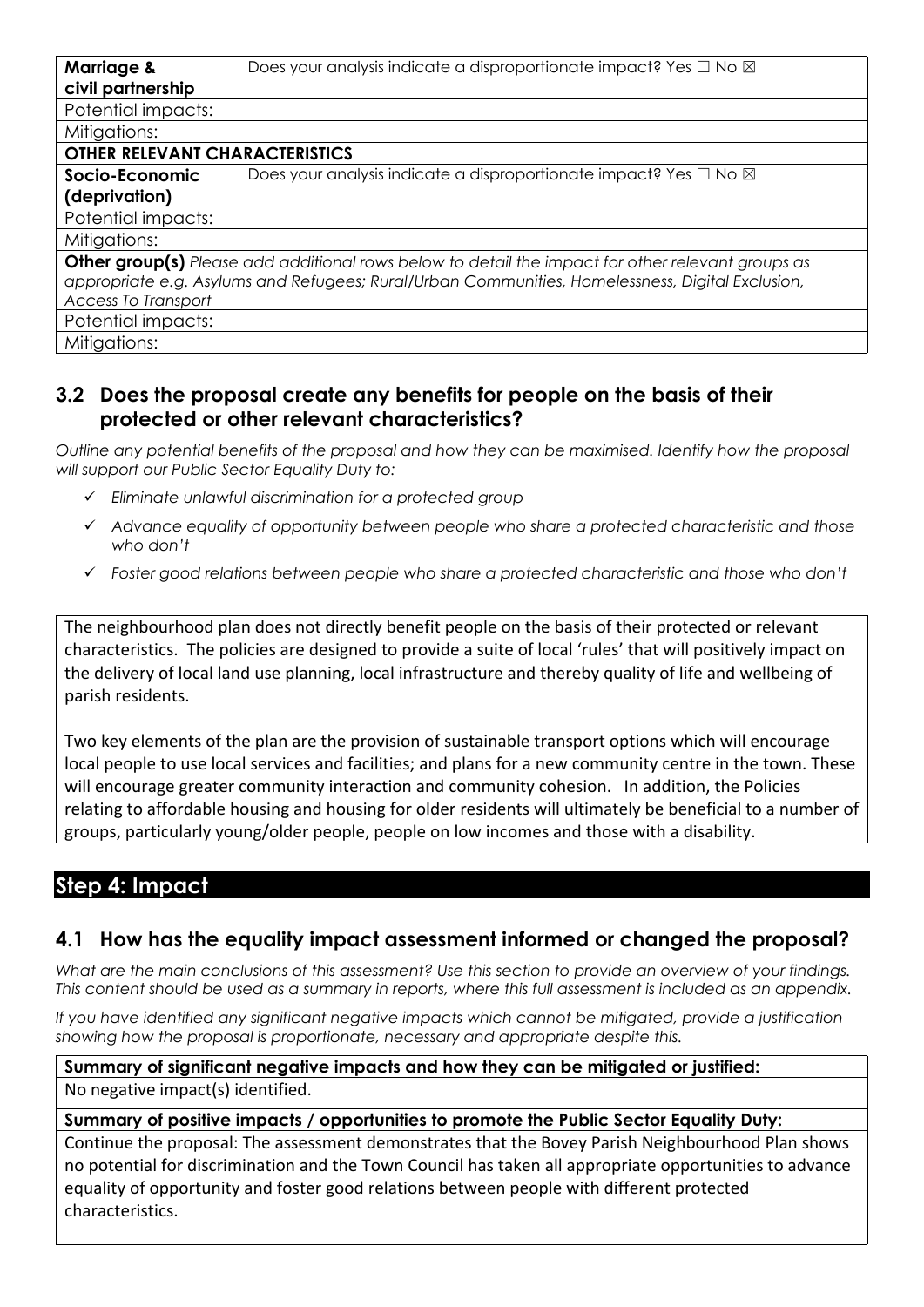| **Marriage & civil partnership** | Does your analysis indicate a disproportionate impact? Yes ☐ No ☒ |
| --- | --- |
| Potential impacts: | |
| Mitigations: | |
| **OTHER RELEVANT CHARACTERISTICS** | |
| **Socio-Economic (deprivation)** | Does your analysis indicate a disproportionate impact? Yes ☐ No ☒ |
| Potential impacts: | |
| Mitigations: | |
| **Other group(s)** *Please add additional rows below to detail the impact for other relevant groups as appropriate e.g. Asylums and Refugees; Rural/Urban Communities, Homelessness, Digital Exclusion, Access To Transport* | |
| Potential impacts: | |
| Mitigations: | |

## 3.2 Does the proposal create any benefits for people on the basis of their protected or other relevant characteristics?

*Outline any potential benefits of the proposal and how they can be maximised. Identify how the proposal will support our Public Sector Equality Duty to:*

- ✓ *Eliminate unlawful discrimination for a protected group*
- ✓ *Advance equality of opportunity between people who share a protected characteristic and those who don't*
- ✓ *Foster good relations between people who share a protected characteristic and those who don't*

The neighbourhood plan does not directly benefit people on the basis of their protected or relevant characteristics. The policies are designed to provide a suite of local 'rules' that will positively impact on the delivery of local land use planning, local infrastructure and thereby quality of life and wellbeing of parish residents.

Two key elements of the plan are the provision of sustainable transport options which will encourage local people to use local services and facilities; and plans for a new community centre in the town. These will encourage greater community interaction and community cohesion. In addition, the Policies relating to affordable housing and housing for older residents will ultimately be beneficial to a number of groups, particularly young/older people, people on low incomes and those with a disability.

# Step 4: Impact

## 4.1 How has the equality impact assessment informed or changed the proposal?

*What are the main conclusions of this assessment? Use this section to provide an overview of your findings. This content should be used as a summary in reports, where this full assessment is included as an appendix.*

*If you have identified any significant negative impacts which cannot be mitigated, provide a justification showing how the proposal is proportionate, necessary and appropriate despite this.*

| **Summary of significant negative impacts and how they can be mitigated or justified:** |
| --- |
| No negative impact(s) identified. |
| **Summary of positive impacts / opportunities to promote the Public Sector Equality Duty:** |
| Continue the proposal: The assessment demonstrates that the Bovey Parish Neighbourhood Plan shows no potential for discrimination and the Town Council has taken all appropriate opportunities to advance equality of opportunity and foster good relations between people with different protected characteristics. |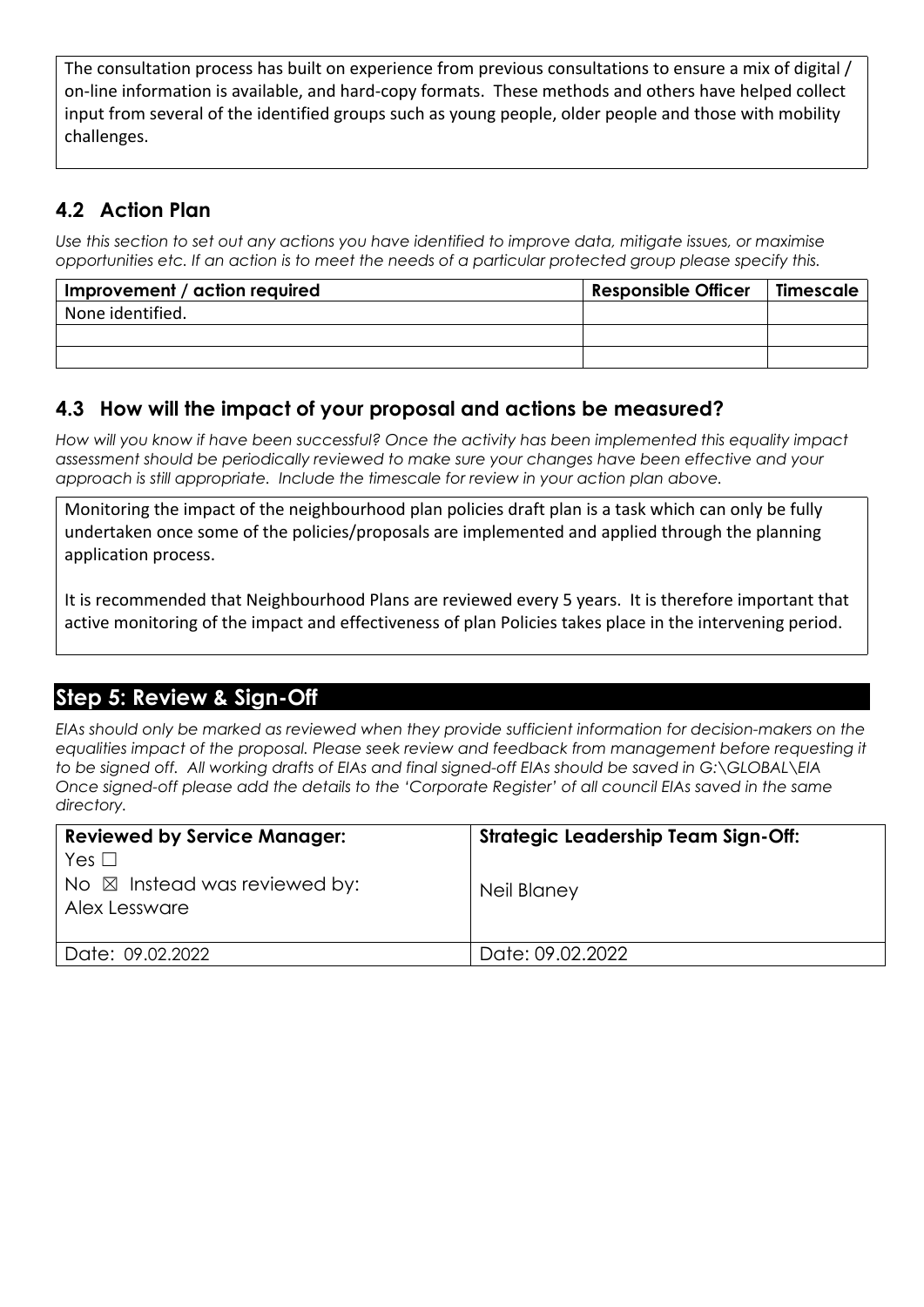The consultation process has built on experience from previous consultations to ensure a mix of digital / on-line information is available, and hard-copy formats. These methods and others have helped collect input from several of the identified groups such as young people, older people and those with mobility challenges.

## 4.2 Action Plan

*Use this section to set out any actions you have identified to improve data, mitigate issues, or maximise opportunities etc. If an action is to meet the needs of a particular protected group please specify this.*

| Improvement / action required | Responsible Officer | Timescale |
|---|---|---|
| None identified. | | |
| | | |
| | | |

## 4.3 How will the impact of your proposal and actions be measured?

*How will you know if have been successful? Once the activity has been implemented this equality impact assessment should be periodically reviewed to make sure your changes have been effective and your approach is still appropriate. Include the timescale for review in your action plan above.*

Monitoring the impact of the neighbourhood plan policies draft plan is a task which can only be fully undertaken once some of the policies/proposals are implemented and applied through the planning application process.

It is recommended that Neighbourhood Plans are reviewed every 5 years. It is therefore important that active monitoring of the impact and effectiveness of plan Policies takes place in the intervening period.

# Step 5: Review & Sign-Off

*EIAs should only be marked as reviewed when they provide sufficient information for decision-makers on the equalities impact of the proposal. Please seek review and feedback from management before requesting it to be signed off. All working drafts of EIAs and final signed-off EIAs should be saved in G:\GLOBAL\EIA Once signed-off please add the details to the 'Corporate Register' of all council EIAs saved in the same directory.*

| Reviewed by Service Manager: | Strategic Leadership Team Sign-Off: |
|---|---|
| Yes ☐<br>No ☒ Instead was reviewed by: Alex Lessware | Neil Blaney |
| Date: 09.02.2022 | Date: 09.02.2022 |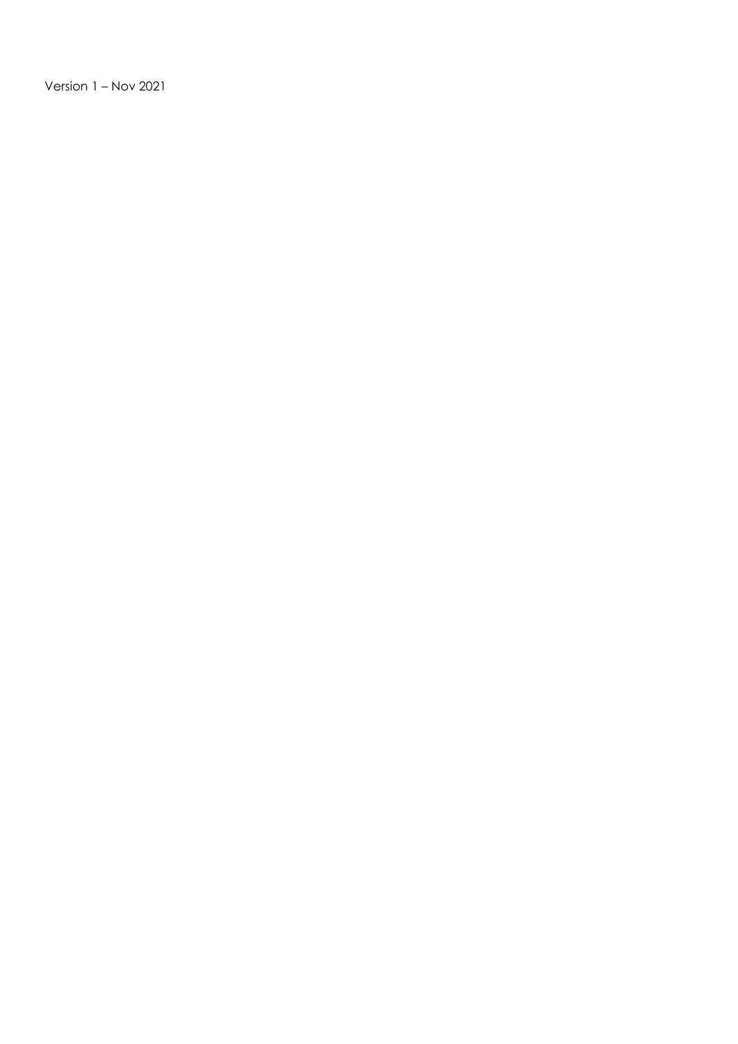Version 1 – Nov 2021